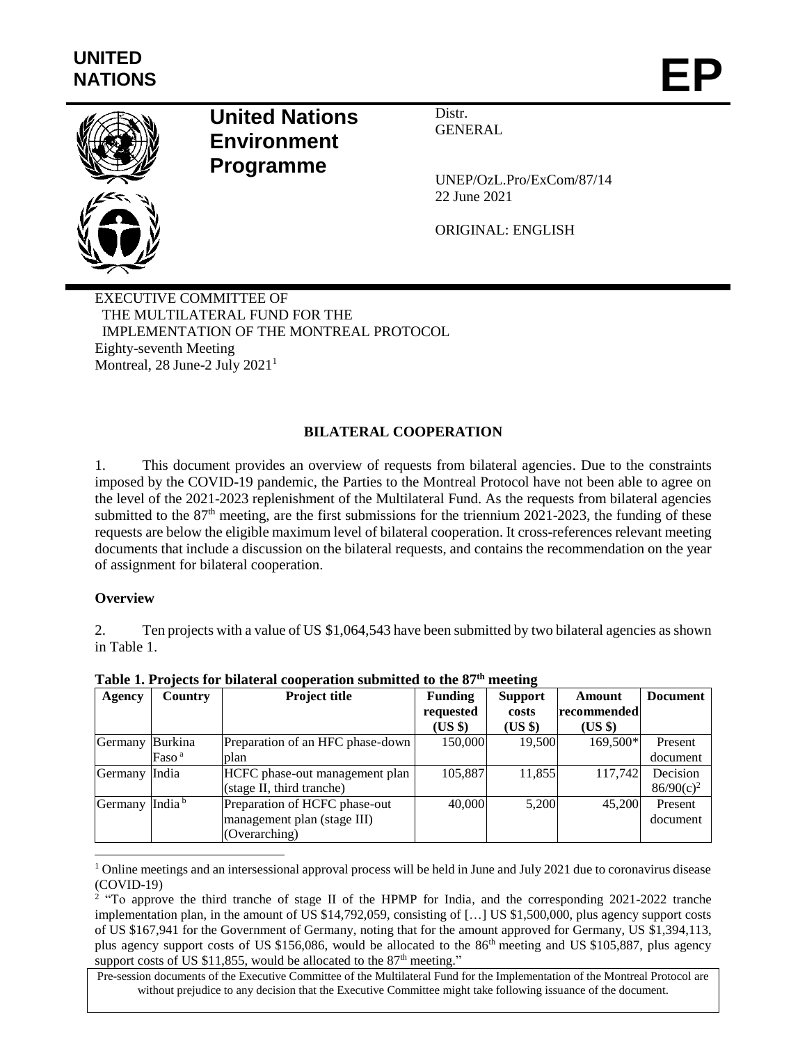# UNITED NATIONS

# EP

## United Nations Environment Programme

Distr.
GENERAL

UNEP/OzL.Pro/ExCom/87/14
22 June 2021

ORIGINAL: ENGLISH

EXECUTIVE COMMITTEE OF
THE MULTILATERAL FUND FOR THE
IMPLEMENTATION OF THE MONTREAL PROTOCOL
Eighty-seventh Meeting
Montreal, 28 June-2 July 2021[1]

### BILATERAL COOPERATION

1. This document provides an overview of requests from bilateral agencies. Due to the constraints imposed by the COVID-19 pandemic, the Parties to the Montreal Protocol have not been able to agree on the level of the 2021-2023 replenishment of the Multilateral Fund. As the requests from bilateral agencies submitted to the 87[th] meeting, are the first submissions for the triennium 2021-2023, the funding of these requests are below the eligible maximum level of bilateral cooperation. It cross-references relevant meeting documents that include a discussion on the bilateral requests, and contains the recommendation on the year of assignment for bilateral cooperation.

**Overview**

2. Ten projects with a value of US $1,064,543 have been submitted by two bilateral agencies as shown in Table 1.

**Table 1. Projects for bilateral cooperation submitted to the 87[th] meeting**

| Agency | Country | Project title | Funding requested (US $) | Support costs (US $) | Amount recommended (US $) | Document |
|---|---|---|---|---|---|---|
| Germany | Burkina Faso [a] | Preparation of an HFC phase-down plan | 150,000 | 19,500 | 169,500* | Present document |
| Germany | India | HCFC phase-out management plan (stage II, third tranche) | 105,887 | 11,855 | 117,742 | Decision 86/90(c)[2] |
| Germany | India [b] | Preparation of HCFC phase-out management plan (stage III) (Overarching) | 40,000 | 5,200 | 45,200 | Present document |

[1] Online meetings and an intersessional approval process will be held in June and July 2021 due to coronavirus disease (COVID-19)

[2] "To approve the third tranche of stage II of the HPMP for India, and the corresponding 2021-2022 tranche implementation plan, in the amount of US $14,792,059, consisting of […] US $1,500,000, plus agency support costs of US $167,941 for the Government of Germany, noting that for the amount approved for Germany, US $1,394,113, plus agency support costs of US $156,086, would be allocated to the 86[th] meeting and US $105,887, plus agency support costs of US $11,855, would be allocated to the 87[th] meeting."

Pre-session documents of the Executive Committee of the Multilateral Fund for the Implementation of the Montreal Protocol are without prejudice to any decision that the Executive Committee might take following issuance of the document.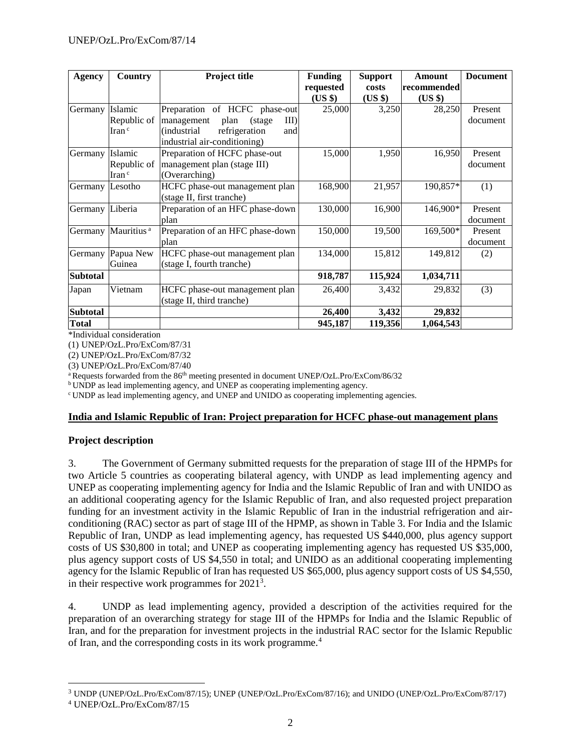| Agency | Country | Project title | Funding requested (US $) | Support costs (US $) | Amount recommended (US $) | Document |
|---|---|---|---|---|---|---|
| Germany | Islamic Republic of Iran [c] | Preparation of HCFC phase-out management plan (stage III) (industrial refrigeration and industrial air-conditioning) | 25,000 | 3,250 | 28,250 | Present document |
| Germany | Islamic Republic of Iran [c] | Preparation of HCFC phase-out management plan (stage III) (Overarching) | 15,000 | 1,950 | 16,950 | Present document |
| Germany | Lesotho | HCFC phase-out management plan (stage II, first tranche) | 168,900 | 21,957 | 190,857* | (1) |
| Germany | Liberia | Preparation of an HFC phase-down plan | 130,000 | 16,900 | 146,900* | Present document |
| Germany | Mauritius [a] | Preparation of an HFC phase-down plan | 150,000 | 19,500 | 169,500* | Present document |
| Germany | Papua New Guinea | HCFC phase-out management plan (stage I, fourth tranche) | 134,000 | 15,812 | 149,812 | (2) |
| **Subtotal** | | | **918,787** | **115,924** | **1,034,711** | |
| Japan | Vietnam | HCFC phase-out management plan (stage II, third tranche) | 26,400 | 3,432 | 29,832 | (3) |
| **Subtotal** | | | **26,400** | **3,432** | **29,832** | |
| **Total** | | | **945,187** | **119,356** | **1,064,543** | |

*Individual consideration

(1) UNEP/OzL.Pro/ExCom/87/31

(2) UNEP/OzL.Pro/ExCom/87/32

(3) UNEP/OzL.Pro/ExCom/87/40

[a] Requests forwarded from the 86th meeting presented in document UNEP/OzL.Pro/ExCom/86/32

[b] UNDP as lead implementing agency, and UNEP as cooperating implementing agency.

[c] UNDP as lead implementing agency, and UNEP and UNIDO as cooperating implementing agencies.

**India and Islamic Republic of Iran: Project preparation for HCFC phase-out management plans**

## Project description

3. The Government of Germany submitted requests for the preparation of stage III of the HPMPs for two Article 5 countries as cooperating bilateral agency, with UNDP as lead implementing agency and UNEP as cooperating implementing agency for India and the Islamic Republic of Iran and with UNIDO as an additional cooperating agency for the Islamic Republic of Iran, and also requested project preparation funding for an investment activity in the Islamic Republic of Iran in the industrial refrigeration and air-conditioning (RAC) sector as part of stage III of the HPMP, as shown in Table 3. For India and the Islamic Republic of Iran, UNDP as lead implementing agency, has requested US $440,000, plus agency support costs of US $30,800 in total; and UNEP as cooperating implementing agency has requested US $35,000, plus agency support costs of US $4,550 in total; and UNIDO as an additional cooperating implementing agency for the Islamic Republic of Iran has requested US $65,000, plus agency support costs of US $4,550, in their respective work programmes for 2021[3].

4. UNDP as lead implementing agency, provided a description of the activities required for the preparation of an overarching strategy for stage III of the HPMPs for India and the Islamic Republic of Iran, and for the preparation for investment projects in the industrial RAC sector for the Islamic Republic of Iran, and the corresponding costs in its work programme.[4]

[3] UNDP (UNEP/OzL.Pro/ExCom/87/15); UNEP (UNEP/OzL.Pro/ExCom/87/16); and UNIDO (UNEP/OzL.Pro/ExCom/87/17)

[4] UNEP/OzL.Pro/ExCom/87/15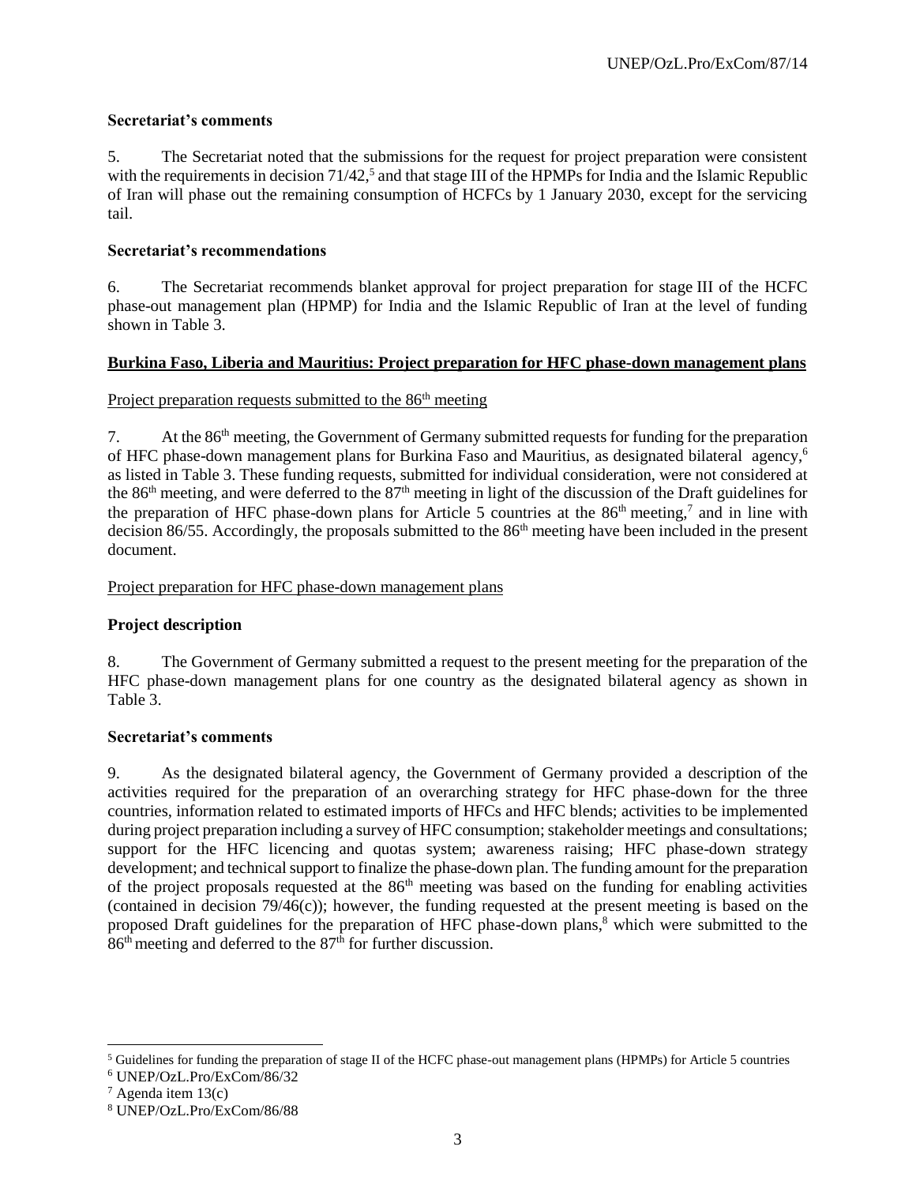**Secretariat's comments**

5. The Secretariat noted that the submissions for the request for project preparation were consistent with the requirements in decision 71/42,[5] and that stage III of the HPMPs for India and the Islamic Republic of Iran will phase out the remaining consumption of HCFCs by 1 January 2030, except for the servicing tail.

**Secretariat's recommendations**

6. The Secretariat recommends blanket approval for project preparation for stage III of the HCFC phase-out management plan (HPMP) for India and the Islamic Republic of Iran at the level of funding shown in Table 3.

**Burkina Faso, Liberia and Mauritius: Project preparation for HFC phase-down management plans**

Project preparation requests submitted to the 86[th] meeting

7. At the 86[th] meeting, the Government of Germany submitted requests for funding for the preparation of HFC phase-down management plans for Burkina Faso and Mauritius, as designated bilateral agency,[6] as listed in Table 3. These funding requests, submitted for individual consideration, were not considered at the 86[th] meeting, and were deferred to the 87[th] meeting in light of the discussion of the Draft guidelines for the preparation of HFC phase-down plans for Article 5 countries at the 86[th] meeting,[7] and in line with decision 86/55. Accordingly, the proposals submitted to the 86[th] meeting have been included in the present document.

Project preparation for HFC phase-down management plans

**Project description**

8. The Government of Germany submitted a request to the present meeting for the preparation of the HFC phase-down management plans for one country as the designated bilateral agency as shown in Table 3.

**Secretariat's comments**

9. As the designated bilateral agency, the Government of Germany provided a description of the activities required for the preparation of an overarching strategy for HFC phase-down for the three countries, information related to estimated imports of HFCs and HFC blends; activities to be implemented during project preparation including a survey of HFC consumption; stakeholder meetings and consultations; support for the HFC licencing and quotas system; awareness raising; HFC phase-down strategy development; and technical support to finalize the phase-down plan. The funding amount for the preparation of the project proposals requested at the 86[th] meeting was based on the funding for enabling activities (contained in decision 79/46(c)); however, the funding requested at the present meeting is based on the proposed Draft guidelines for the preparation of HFC phase-down plans,[8] which were submitted to the 86[th] meeting and deferred to the 87[th] for further discussion.

---

[5] Guidelines for funding the preparation of stage II of the HCFC phase-out management plans (HPMPs) for Article 5 countries

[6] UNEP/OzL.Pro/ExCom/86/32

[7] Agenda item 13(c)

[8] UNEP/OzL.Pro/ExCom/86/88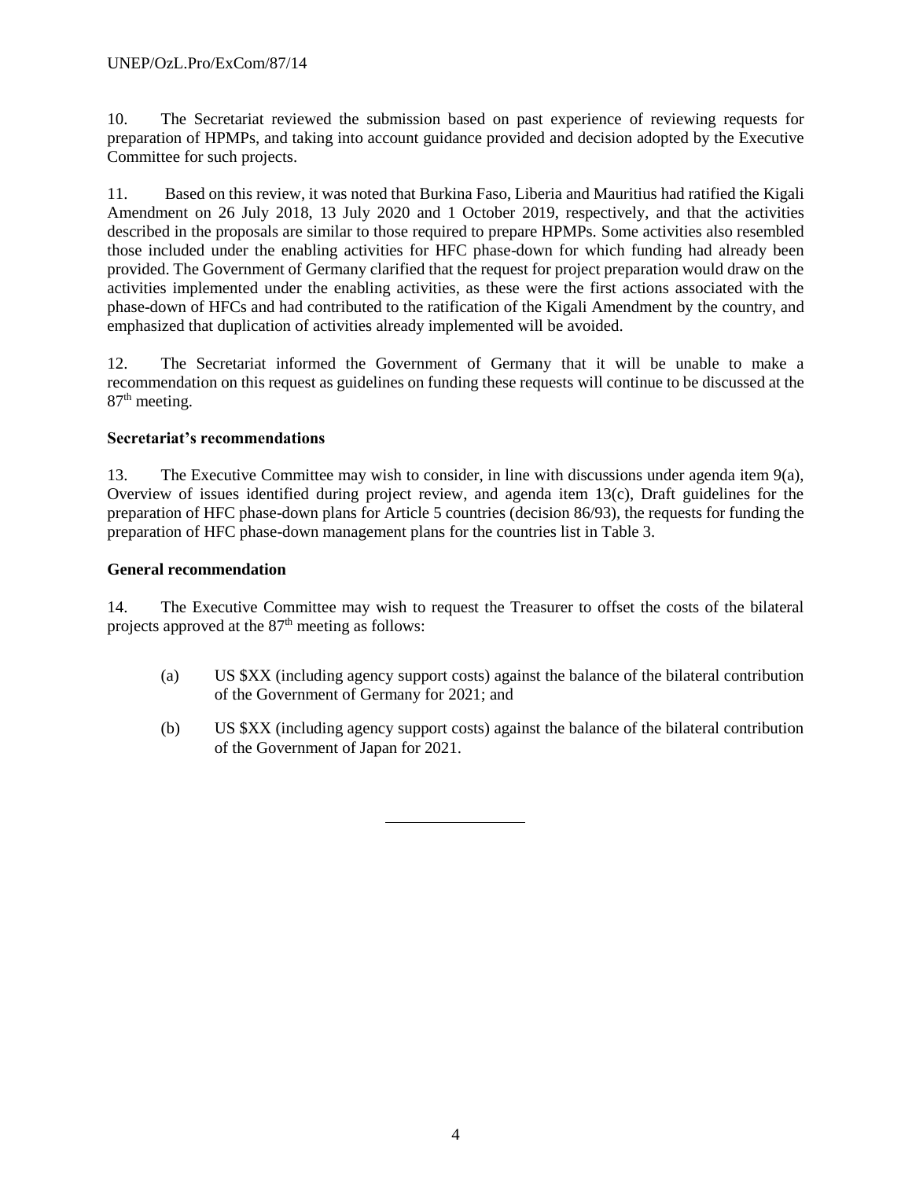10. The Secretariat reviewed the submission based on past experience of reviewing requests for preparation of HPMPs, and taking into account guidance provided and decision adopted by the Executive Committee for such projects.

11. Based on this review, it was noted that Burkina Faso, Liberia and Mauritius had ratified the Kigali Amendment on 26 July 2018, 13 July 2020 and 1 October 2019, respectively, and that the activities described in the proposals are similar to those required to prepare HPMPs. Some activities also resembled those included under the enabling activities for HFC phase-down for which funding had already been provided. The Government of Germany clarified that the request for project preparation would draw on the activities implemented under the enabling activities, as these were the first actions associated with the phase-down of HFCs and had contributed to the ratification of the Kigali Amendment by the country, and emphasized that duplication of activities already implemented will be avoided.

12. The Secretariat informed the Government of Germany that it will be unable to make a recommendation on this request as guidelines on funding these requests will continue to be discussed at the 87th meeting.

**Secretariat's recommendations**

13. The Executive Committee may wish to consider, in line with discussions under agenda item 9(a), Overview of issues identified during project review, and agenda item 13(c), Draft guidelines for the preparation of HFC phase-down plans for Article 5 countries (decision 86/93), the requests for funding the preparation of HFC phase-down management plans for the countries list in Table 3.

**General recommendation**

14. The Executive Committee may wish to request the Treasurer to offset the costs of the bilateral projects approved at the 87th meeting as follows:

(a) US $XX (including agency support costs) against the balance of the bilateral contribution of the Government of Germany for 2021; and

(b) US $XX (including agency support costs) against the balance of the bilateral contribution of the Government of Japan for 2021.